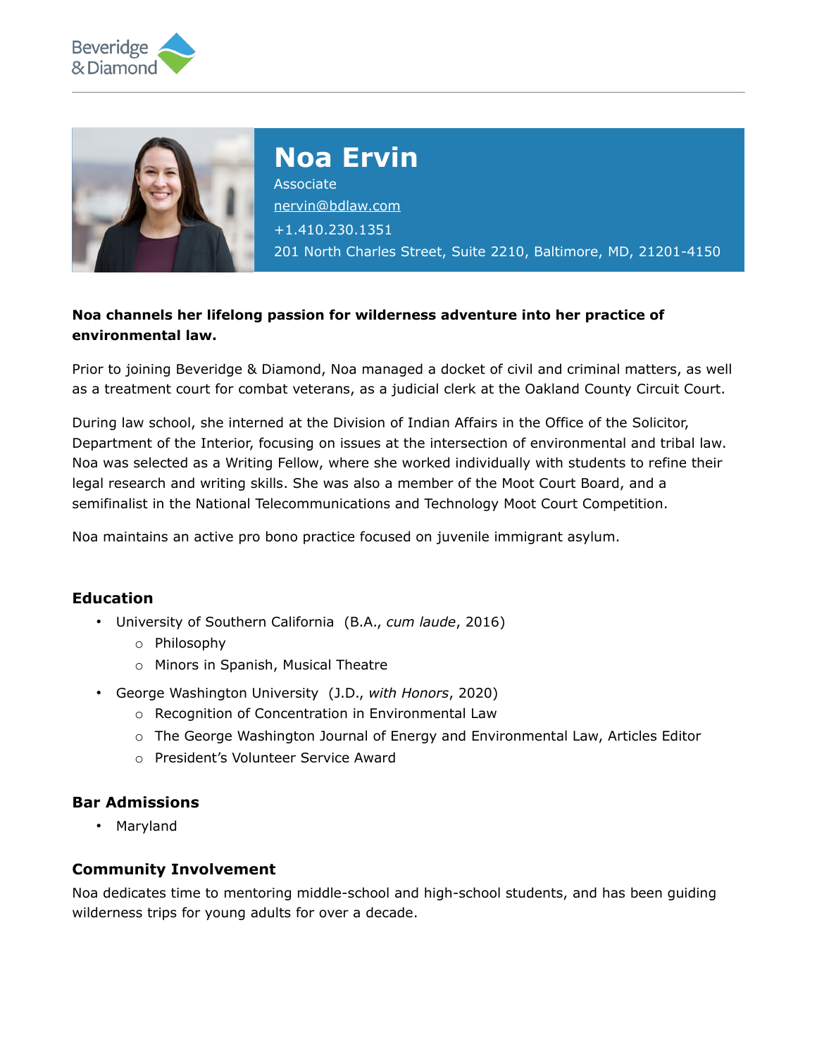# Noa Ervin

Associate

nervin@bdlaw.com

+1.410.230.1351

201 North Charles Street, Suite 2210, Baltimore, MD, 21201-4150

**Noa channels her lifelong passion for wilderness adventure into her practice of environmental law.**

Prior to joining Beveridge & Diamond, Noa managed a docket of civil and criminal matters, as well as a treatment court for combat veterans, as a judicial clerk at the Oakland County Circuit Court.

During law school, she interned at the Division of Indian Affairs in the Office of the Solicitor, Department of the Interior, focusing on issues at the intersection of environmental and tribal law. Noa was selected as a Writing Fellow, where she worked individually with students to refine their legal research and writing skills. She was also a member of the Moot Court Board, and a semifinalist in the National Telecommunications and Technology Moot Court Competition.

Noa maintains an active pro bono practice focused on juvenile immigrant asylum.

## Education

- University of Southern California (B.A., *cum laude*, 2016)
  - Philosophy
  - Minors in Spanish, Musical Theatre
- George Washington University (J.D., *with Honors*, 2020)
  - Recognition of Concentration in Environmental Law
  - The George Washington Journal of Energy and Environmental Law, Articles Editor
  - President's Volunteer Service Award

## Bar Admissions

- Maryland

## Community Involvement

Noa dedicates time to mentoring middle-school and high-school students, and has been guiding wilderness trips for young adults for over a decade.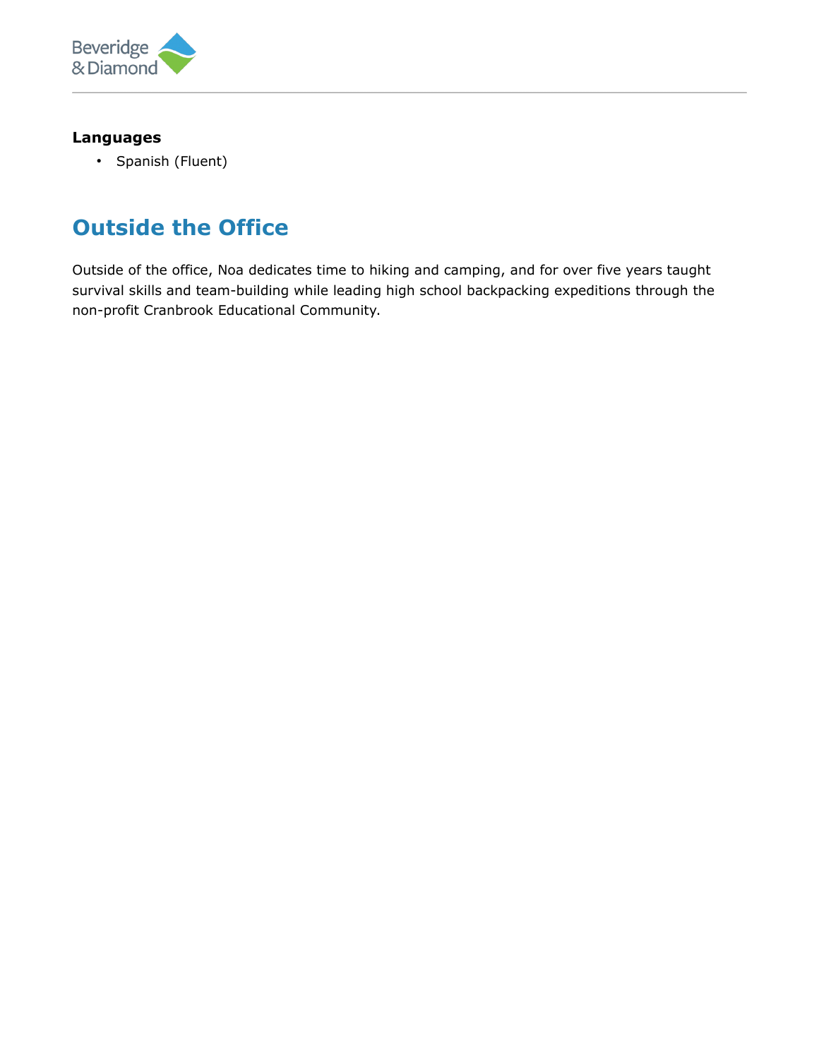**Languages**

- Spanish (Fluent)

## Outside the Office

Outside of the office, Noa dedicates time to hiking and camping, and for over five years taught survival skills and team-building while leading high school backpacking expeditions through the non-profit Cranbrook Educational Community.